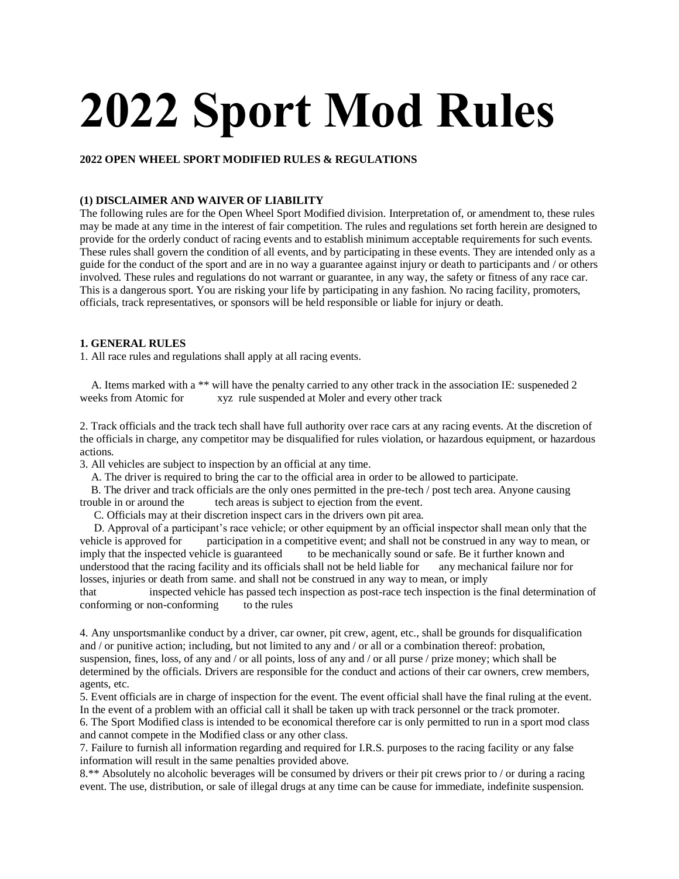# 2022 Sport Mod Rules

**2022 OPEN WHEEL SPORT MODIFIED RULES & REGULATIONS**

**(1) DISCLAIMER AND WAIVER OF LIABILITY**

The following rules are for the Open Wheel Sport Modified division. Interpretation of, or amendment to, these rules may be made at any time in the interest of fair competition. The rules and regulations set forth herein are designed to provide for the orderly conduct of racing events and to establish minimum acceptable requirements for such events. These rules shall govern the condition of all events, and by participating in these events. They are intended only as a guide for the conduct of the sport and are in no way a guarantee against injury or death to participants and / or others involved. These rules and regulations do not warrant or guarantee, in any way, the safety or fitness of any race car. This is a dangerous sport. You are risking your life by participating in any fashion. No racing facility, promoters, officials, track representatives, or sponsors will be held responsible or liable for injury or death.

**1. GENERAL RULES**

1. All race rules and regulations shall apply at all racing events.

   A. Items marked with a ** will have the penalty carried to any other track in the association IE: suspeneded 2 weeks from Atomic for xyz rule suspended at Moler and every other track

2. Track officials and the track tech shall have full authority over race cars at any racing events. At the discretion of the officials in charge, any competitor may be disqualified for rules violation, or hazardous equipment, or hazardous actions.
3. All vehicles are subject to inspection by an official at any time.
   A. The driver is required to bring the car to the official area in order to be allowed to participate.
   B. The driver and track officials are the only ones permitted in the pre-tech / post tech area. Anyone causing trouble in or around the tech areas is subject to ejection from the event.
   C. Officials may at their discretion inspect cars in the drivers own pit area.
   D. Approval of a participant's race vehicle; or other equipment by an official inspector shall mean only that the vehicle is approved for participation in a competitive event; and shall not be construed in any way to mean, or imply that the inspected vehicle is guaranteed to be mechanically sound or safe. Be it further known and understood that the racing facility and its officials shall not be held liable for any mechanical failure nor for losses, injuries or death from same. and shall not be construed in any way to mean, or imply that inspected vehicle has passed tech inspection as post-race tech inspection is the final determination of conforming or non-conforming to the rules
4. Any unsportsmanlike conduct by a driver, car owner, pit crew, agent, etc., shall be grounds for disqualification and / or punitive action; including, but not limited to any and / or all or a combination thereof: probation, suspension, fines, loss, of any and / or all points, loss of any and / or all purse / prize money; which shall be determined by the officials. Drivers are responsible for the conduct and actions of their car owners, crew members, agents, etc.
5. Event officials are in charge of inspection for the event. The event official shall have the final ruling at the event. In the event of a problem with an official call it shall be taken up with track personnel or the track promoter.
6. The Sport Modified class is intended to be economical therefore car is only permitted to run in a sport mod class and cannot compete in the Modified class or any other class.
7. Failure to furnish all information regarding and required for I.R.S. purposes to the racing facility or any false information will result in the same penalties provided above.
8.** Absolutely no alcoholic beverages will be consumed by drivers or their pit crews prior to / or during a racing event. The use, distribution, or sale of illegal drugs at any time can be cause for immediate, indefinite suspension.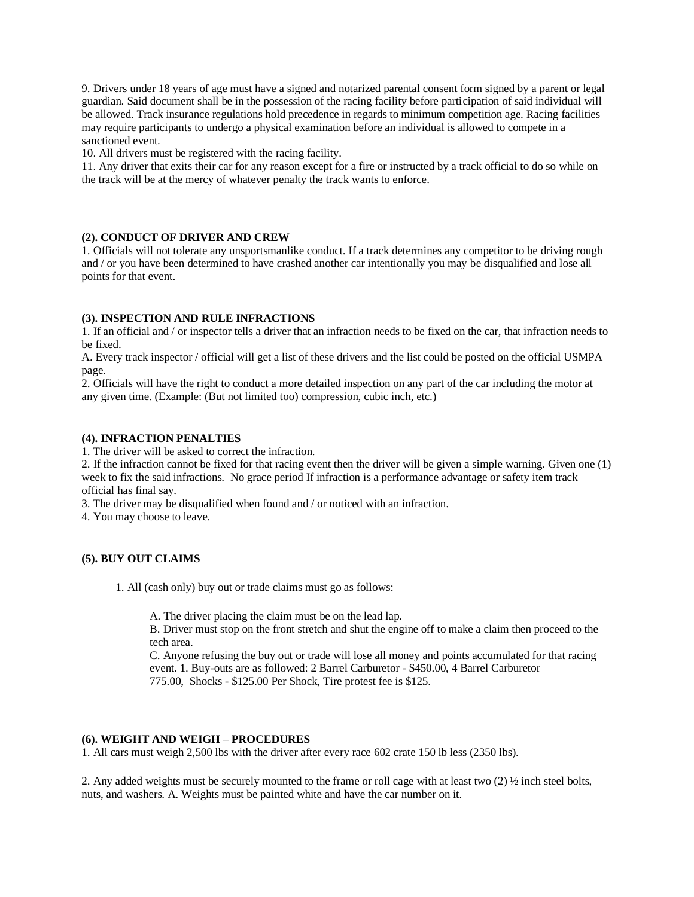9. Drivers under 18 years of age must have a signed and notarized parental consent form signed by a parent or legal guardian. Said document shall be in the possession of the racing facility before participation of said individual will be allowed. Track insurance regulations hold precedence in regards to minimum competition age. Racing facilities may require participants to undergo a physical examination before an individual is allowed to compete in a sanctioned event.
10. All drivers must be registered with the racing facility.
11. Any driver that exits their car for any reason except for a fire or instructed by a track official to do so while on the track will be at the mercy of whatever penalty the track wants to enforce.

**(2). CONDUCT OF DRIVER AND CREW**

1. Officials will not tolerate any unsportsmanlike conduct. If a track determines any competitor to be driving rough and / or you have been determined to have crashed another car intentionally you may be disqualified and lose all points for that event.

**(3). INSPECTION AND RULE INFRACTIONS**

1. If an official and / or inspector tells a driver that an infraction needs to be fixed on the car, that infraction needs to be fixed.
A. Every track inspector / official will get a list of these drivers and the list could be posted on the official USMPA page.
2. Officials will have the right to conduct a more detailed inspection on any part of the car including the motor at any given time. (Example: (But not limited too) compression, cubic inch, etc.)

**(4). INFRACTION PENALTIES**

1. The driver will be asked to correct the infraction.
2. If the infraction cannot be fixed for that racing event then the driver will be given a simple warning. Given one (1) week to fix the said infractions. No grace period If infraction is a performance advantage or safety item track official has final say.
3. The driver may be disqualified when found and / or noticed with an infraction.
4. You may choose to leave.

**(5). BUY OUT CLAIMS**

1. All (cash only) buy out or trade claims must go as follows:

   A. The driver placing the claim must be on the lead lap.
   B. Driver must stop on the front stretch and shut the engine off to make a claim then proceed to the tech area.
   C. Anyone refusing the buy out or trade will lose all money and points accumulated for that racing event. 1. Buy-outs are as followed: 2 Barrel Carburetor - $450.00, 4 Barrel Carburetor 775.00, Shocks - $125.00 Per Shock, Tire protest fee is $125.

**(6). WEIGHT AND WEIGH – PROCEDURES**

1. All cars must weigh 2,500 lbs with the driver after every race 602 crate 150 lb less (2350 lbs).

2. Any added weights must be securely mounted to the frame or roll cage with at least two (2) ½ inch steel bolts, nuts, and washers. A. Weights must be painted white and have the car number on it.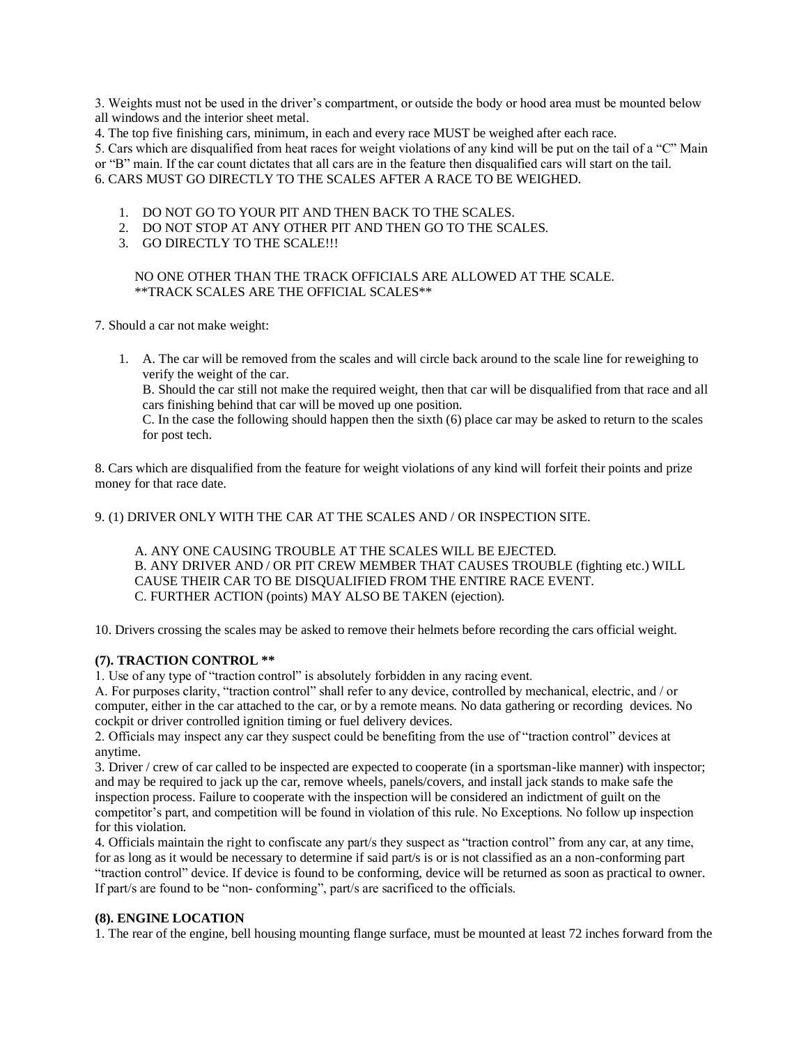3. Weights must not be used in the driver's compartment, or outside the body or hood area must be mounted below all windows and the interior sheet metal.
4. The top five finishing cars, minimum, in each and every race MUST be weighed after each race.
5. Cars which are disqualified from heat races for weight violations of any kind will be put on the tail of a "C" Main or "B" main. If the car count dictates that all cars are in the feature then disqualified cars will start on the tail.
6. CARS MUST GO DIRECTLY TO THE SCALES AFTER A RACE TO BE WEIGHED.

   1. DO NOT GO TO YOUR PIT AND THEN BACK TO THE SCALES.
   2. DO NOT STOP AT ANY OTHER PIT AND THEN GO TO THE SCALES.
   3. GO DIRECTLY TO THE SCALE!!!

   NO ONE OTHER THAN THE TRACK OFFICIALS ARE ALLOWED AT THE SCALE.
   **TRACK SCALES ARE THE OFFICIAL SCALES**

7. Should a car not make weight:

   1. A. The car will be removed from the scales and will circle back around to the scale line for reweighing to verify the weight of the car.
      B. Should the car still not make the required weight, then that car will be disqualified from that race and all cars finishing behind that car will be moved up one position.
      C. In the case the following should happen then the sixth (6) place car may be asked to return to the scales for post tech.

8. Cars which are disqualified from the feature for weight violations of any kind will forfeit their points and prize money for that race date.

9. (1) DRIVER ONLY WITH THE CAR AT THE SCALES AND / OR INSPECTION SITE.

   A. ANY ONE CAUSING TROUBLE AT THE SCALES WILL BE EJECTED.
   B. ANY DRIVER AND / OR PIT CREW MEMBER THAT CAUSES TROUBLE (fighting etc.) WILL CAUSE THEIR CAR TO BE DISQUALIFIED FROM THE ENTIRE RACE EVENT.
   C. FURTHER ACTION (points) MAY ALSO BE TAKEN (ejection).

10. Drivers crossing the scales may be asked to remove their helmets before recording the cars official weight.

**(7). TRACTION CONTROL ****

1. Use of any type of "traction control" is absolutely forbidden in any racing event.
A. For purposes clarity, "traction control" shall refer to any device, controlled by mechanical, electric, and / or computer, either in the car attached to the car, or by a remote means. No data gathering or recording devices. No cockpit or driver controlled ignition timing or fuel delivery devices.
2. Officials may inspect any car they suspect could be benefiting from the use of "traction control" devices at anytime.
3. Driver / crew of car called to be inspected are expected to cooperate (in a sportsman-like manner) with inspector; and may be required to jack up the car, remove wheels, panels/covers, and install jack stands to make safe the inspection process. Failure to cooperate with the inspection will be considered an indictment of guilt on the competitor's part, and competition will be found in violation of this rule. No Exceptions. No follow up inspection for this violation.
4. Officials maintain the right to confiscate any part/s they suspect as "traction control" from any car, at any time, for as long as it would be necessary to determine if said part/s is or is not classified as an a non-conforming part "traction control" device. If device is found to be conforming, device will be returned as soon as practical to owner. If part/s are found to be "non- conforming", part/s are sacrificed to the officials.

**(8). ENGINE LOCATION**

1. The rear of the engine, bell housing mounting flange surface, must be mounted at least 72 inches forward from the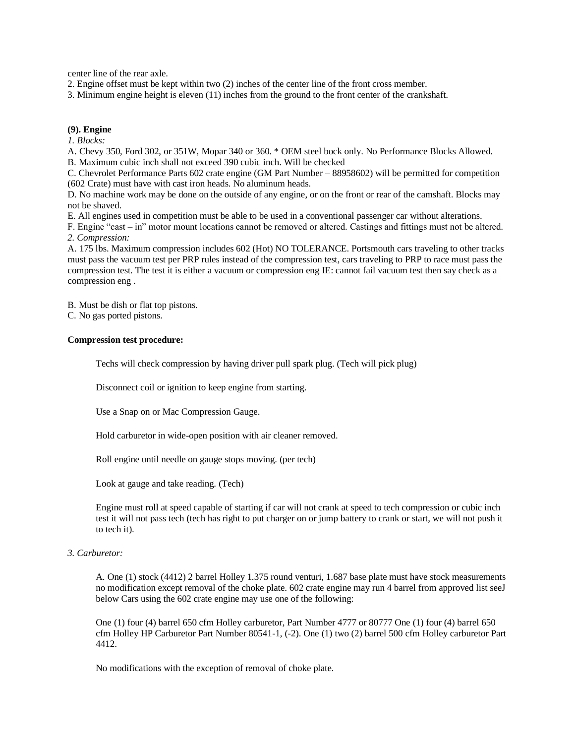center line of the rear axle.
2. Engine offset must be kept within two (2) inches of the center line of the front cross member.
3. Minimum engine height is eleven (11) inches from the ground to the front center of the crankshaft.

**(9). Engine**

*1. Blocks:*

A. Chevy 350, Ford 302, or 351W, Mopar 340 or 360. * OEM steel bock only. No Performance Blocks Allowed.
B. Maximum cubic inch shall not exceed 390 cubic inch. Will be checked
C. Chevrolet Performance Parts 602 crate engine (GM Part Number – 88958602) will be permitted for competition (602 Crate) must have with cast iron heads. No aluminum heads.
D. No machine work may be done on the outside of any engine, or on the front or rear of the camshaft. Blocks may not be shaved.
E. All engines used in competition must be able to be used in a conventional passenger car without alterations.
F. Engine "cast – in" motor mount locations cannot be removed or altered. Castings and fittings must not be altered.

*2. Compression:*

A. 175 lbs. Maximum compression includes 602 (Hot) NO TOLERANCE. Portsmouth cars traveling to other tracks must pass the vacuum test per PRP rules instead of the compression test, cars traveling to PRP to race must pass the compression test. The test it is either a vacuum or compression eng IE: cannot fail vacuum test then say check as a compression eng .

B. Must be dish or flat top pistons.
C. No gas ported pistons.

**Compression test procedure:**

Techs will check compression by having driver pull spark plug. (Tech will pick plug)

Disconnect coil or ignition to keep engine from starting.

Use a Snap on or Mac Compression Gauge.

Hold carburetor in wide-open position with air cleaner removed.

Roll engine until needle on gauge stops moving. (per tech)

Look at gauge and take reading. (Tech)

Engine must roll at speed capable of starting if car will not crank at speed to tech compression or cubic inch test it will not pass tech (tech has right to put charger on or jump battery to crank or start, we will not push it to tech it).

*3. Carburetor:*

A. One (1) stock (4412) 2 barrel Holley 1.375 round venturi, 1.687 base plate must have stock measurements no modification except removal of the choke plate. 602 crate engine may run 4 barrel from approved list seeJ below Cars using the 602 crate engine may use one of the following:

One (1) four (4) barrel 650 cfm Holley carburetor, Part Number 4777 or 80777 One (1) four (4) barrel 650 cfm Holley HP Carburetor Part Number 80541-1, (-2). One (1) two (2) barrel 500 cfm Holley carburetor Part 4412.

No modifications with the exception of removal of choke plate.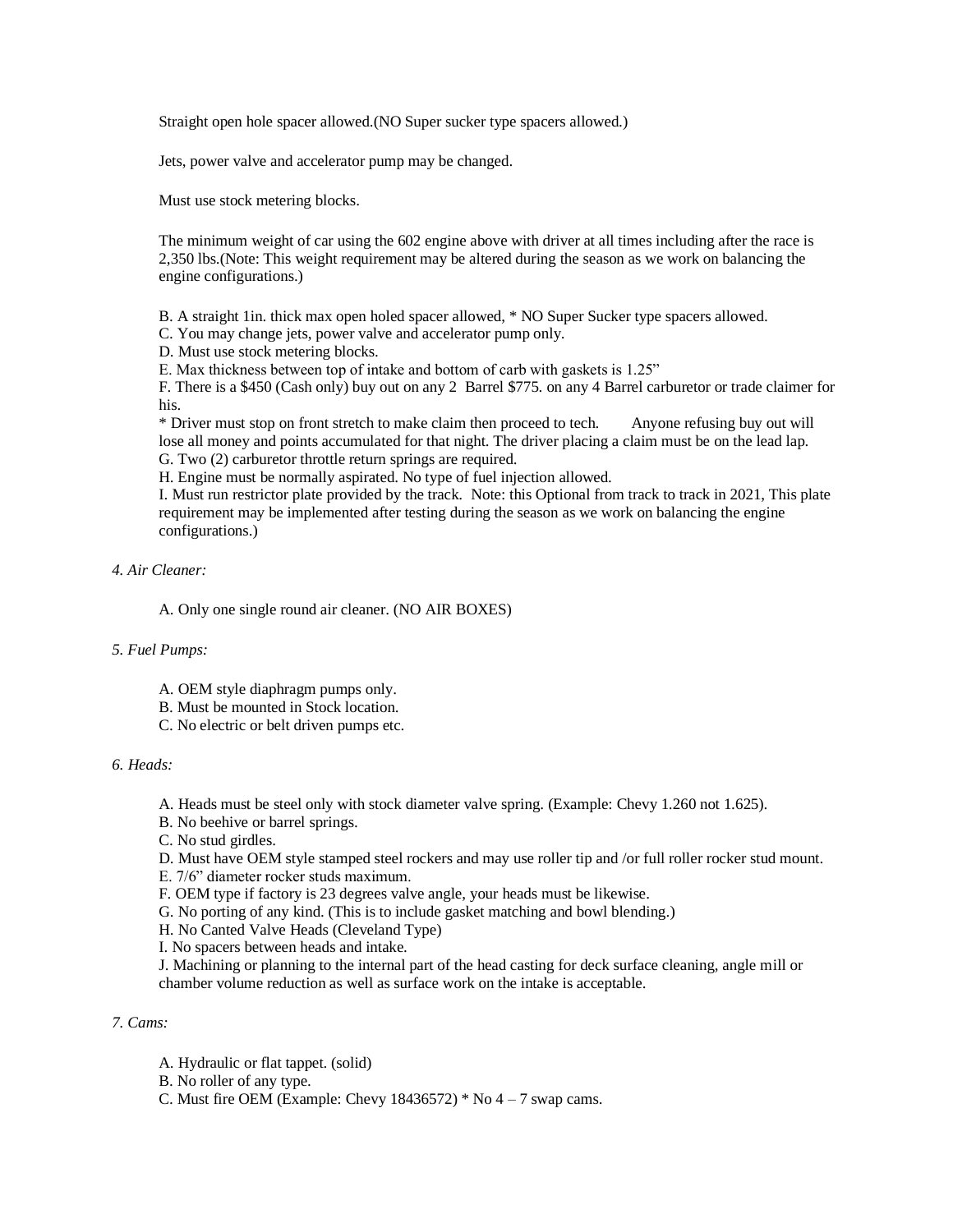Straight open hole spacer allowed.(NO Super sucker type spacers allowed.)

Jets, power valve and accelerator pump may be changed.

Must use stock metering blocks.

The minimum weight of car using the 602 engine above with driver at all times including after the race is 2,350 lbs.(Note: This weight requirement may be altered during the season as we work on balancing the engine configurations.)

B. A straight 1in. thick max open holed spacer allowed, * NO Super Sucker type spacers allowed.
C. You may change jets, power valve and accelerator pump only.
D. Must use stock metering blocks.
E. Max thickness between top of intake and bottom of carb with gaskets is 1.25"
F. There is a $450 (Cash only) buy out on any 2 Barrel $775. on any 4 Barrel carburetor or trade claimer for his.
* Driver must stop on front stretch to make claim then proceed to tech. Anyone refusing buy out will lose all money and points accumulated for that night. The driver placing a claim must be on the lead lap.
G. Two (2) carburetor throttle return springs are required.
H. Engine must be normally aspirated. No type of fuel injection allowed.
I. Must run restrictor plate provided by the track. Note: this Optional from track to track in 2021, This plate requirement may be implemented after testing during the season as we work on balancing the engine configurations.)

*4. Air Cleaner:*

A. Only one single round air cleaner. (NO AIR BOXES)

*5. Fuel Pumps:*

A. OEM style diaphragm pumps only.
B. Must be mounted in Stock location.
C. No electric or belt driven pumps etc.

*6. Heads:*

A. Heads must be steel only with stock diameter valve spring. (Example: Chevy 1.260 not 1.625).
B. No beehive or barrel springs.
C. No stud girdles.
D. Must have OEM style stamped steel rockers and may use roller tip and /or full roller rocker stud mount.
E. 7/6" diameter rocker studs maximum.
F. OEM type if factory is 23 degrees valve angle, your heads must be likewise.
G. No porting of any kind. (This is to include gasket matching and bowl blending.)
H. No Canted Valve Heads (Cleveland Type)
I. No spacers between heads and intake.
J. Machining or planning to the internal part of the head casting for deck surface cleaning, angle mill or chamber volume reduction as well as surface work on the intake is acceptable.

*7. Cams:*

A. Hydraulic or flat tappet. (solid)
B. No roller of any type.
C. Must fire OEM (Example: Chevy 18436572) * No 4 – 7 swap cams.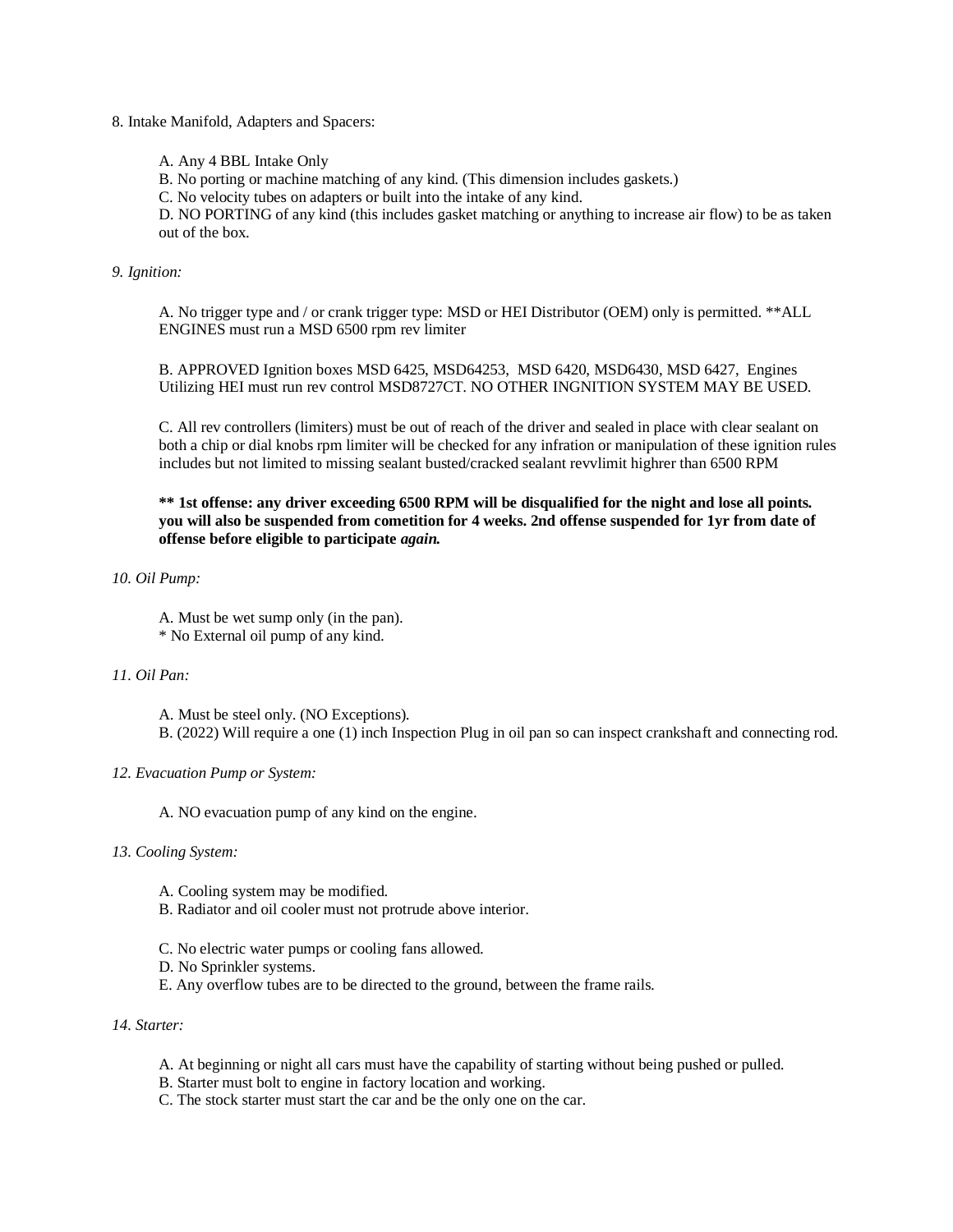8. Intake Manifold, Adapters and Spacers:

A. Any 4 BBL Intake Only
B. No porting or machine matching of any kind. (This dimension includes gaskets.)
C. No velocity tubes on adapters or built into the intake of any kind.
D. NO PORTING of any kind (this includes gasket matching or anything to increase air flow) to be as taken out of the box.

*9. Ignition:*

A. No trigger type and / or crank trigger type: MSD or HEI Distributor (OEM) only is permitted. **ALL ENGINES must run a MSD 6500 rpm rev limiter

B. APPROVED Ignition boxes MSD 6425, MSD64253, MSD 6420, MSD6430, MSD 6427, Engines Utilizing HEI must run rev control MSD8727CT. NO OTHER INGNITION SYSTEM MAY BE USED.

C. All rev controllers (limiters) must be out of reach of the driver and sealed in place with clear sealant on both a chip or dial knobs rpm limiter will be checked for any infration or manipulation of these ignition rules includes but not limited to missing sealant busted/cracked sealant revvlimit highrer than 6500 RPM

**** 1st offense: any driver exceeding 6500 RPM will be disqualified for the night and lose all points. you will also be suspended from cometition for 4 weeks. 2nd offense suspended for 1yr from date of offense before eligible to participate *again.***

*10. Oil Pump:*

A. Must be wet sump only (in the pan).
* No External oil pump of any kind.

*11. Oil Pan:*

A. Must be steel only. (NO Exceptions).
B. (2022) Will require a one (1) inch Inspection Plug in oil pan so can inspect crankshaft and connecting rod.

*12. Evacuation Pump or System:*

A. NO evacuation pump of any kind on the engine.

*13. Cooling System:*

A. Cooling system may be modified.
B. Radiator and oil cooler must not protrude above interior.

C. No electric water pumps or cooling fans allowed.
D. No Sprinkler systems.
E. Any overflow tubes are to be directed to the ground, between the frame rails.

*14. Starter:*

A. At beginning or night all cars must have the capability of starting without being pushed or pulled.
B. Starter must bolt to engine in factory location and working.
C. The stock starter must start the car and be the only one on the car.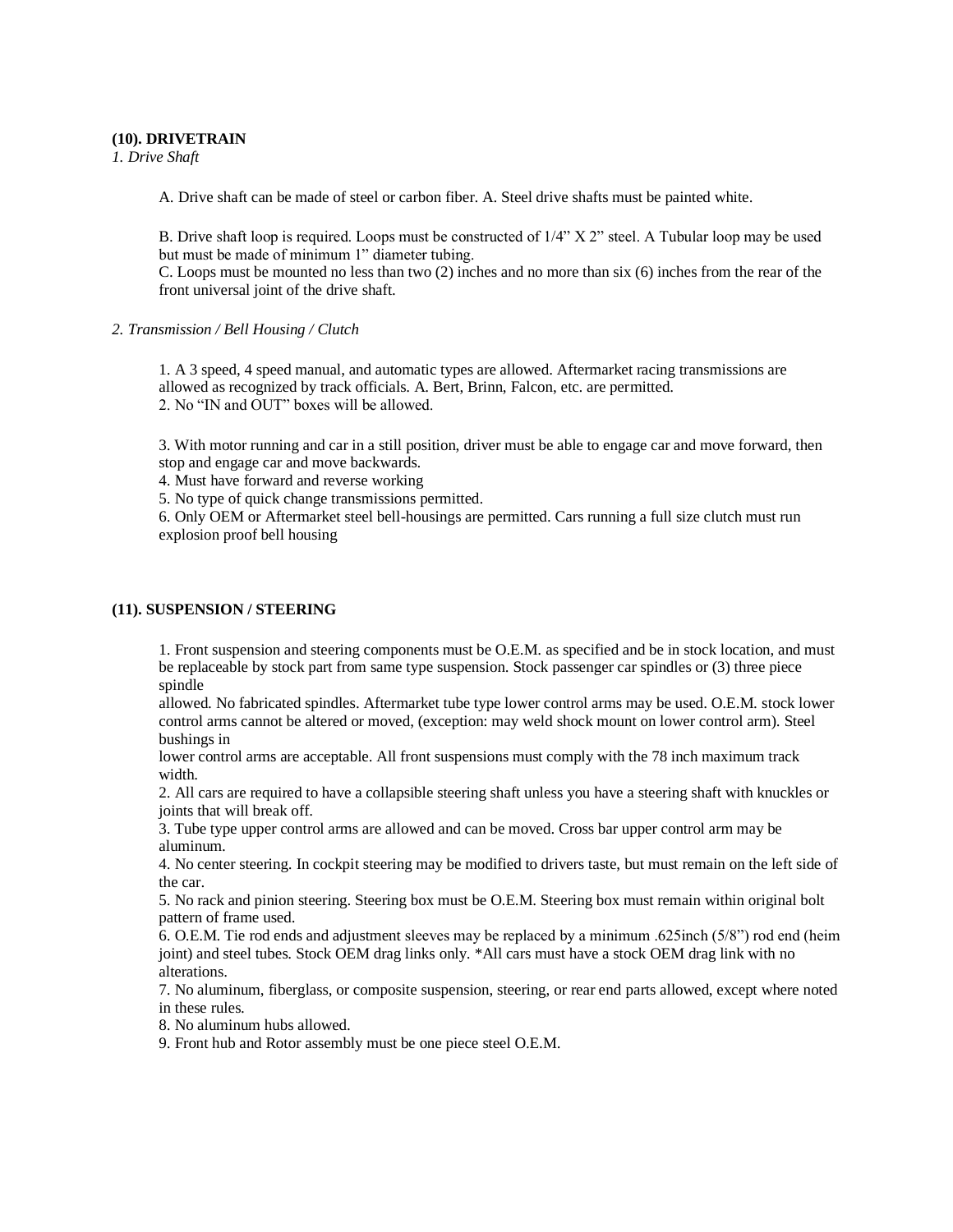**(10). DRIVETRAIN**

*1. Drive Shaft*

A. Drive shaft can be made of steel or carbon fiber. A. Steel drive shafts must be painted white.

B. Drive shaft loop is required. Loops must be constructed of 1/4" X 2" steel. A Tubular loop may be used but must be made of minimum 1" diameter tubing.
C. Loops must be mounted no less than two (2) inches and no more than six (6) inches from the rear of the front universal joint of the drive shaft.

*2. Transmission / Bell Housing / Clutch*

1. A 3 speed, 4 speed manual, and automatic types are allowed. Aftermarket racing transmissions are allowed as recognized by track officials. A. Bert, Brinn, Falcon, etc. are permitted.
2. No "IN and OUT" boxes will be allowed.

3. With motor running and car in a still position, driver must be able to engage car and move forward, then stop and engage car and move backwards.
4. Must have forward and reverse working
5. No type of quick change transmissions permitted.
6. Only OEM or Aftermarket steel bell-housings are permitted. Cars running a full size clutch must run explosion proof bell housing

**(11). SUSPENSION / STEERING**

1. Front suspension and steering components must be O.E.M. as specified and be in stock location, and must be replaceable by stock part from same type suspension. Stock passenger car spindles or (3) three piece spindle
allowed. No fabricated spindles. Aftermarket tube type lower control arms may be used. O.E.M. stock lower control arms cannot be altered or moved, (exception: may weld shock mount on lower control arm). Steel bushings in
lower control arms are acceptable. All front suspensions must comply with the 78 inch maximum track width.
2. All cars are required to have a collapsible steering shaft unless you have a steering shaft with knuckles or joints that will break off.
3. Tube type upper control arms are allowed and can be moved. Cross bar upper control arm may be aluminum.
4. No center steering. In cockpit steering may be modified to drivers taste, but must remain on the left side of the car.
5. No rack and pinion steering. Steering box must be O.E.M. Steering box must remain within original bolt pattern of frame used.
6. O.E.M. Tie rod ends and adjustment sleeves may be replaced by a minimum .625inch (5/8") rod end (heim joint) and steel tubes. Stock OEM drag links only. *All cars must have a stock OEM drag link with no alterations.
7. No aluminum, fiberglass, or composite suspension, steering, or rear end parts allowed, except where noted in these rules.
8. No aluminum hubs allowed.
9. Front hub and Rotor assembly must be one piece steel O.E.M.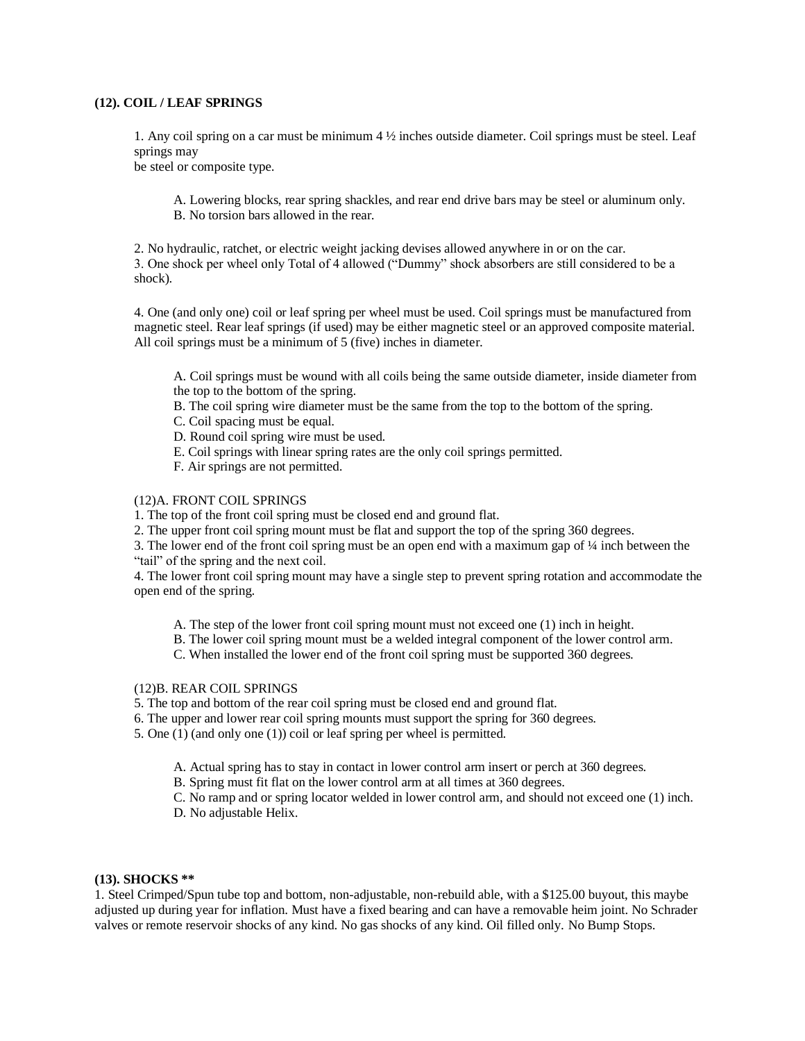**(12). COIL / LEAF SPRINGS**

1. Any coil spring on a car must be minimum 4 ½ inches outside diameter. Coil springs must be steel. Leaf springs may be steel or composite type.

   A. Lowering blocks, rear spring shackles, and rear end drive bars may be steel or aluminum only.
   B. No torsion bars allowed in the rear.

2. No hydraulic, ratchet, or electric weight jacking devises allowed anywhere in or on the car.
3. One shock per wheel only Total of 4 allowed ("Dummy" shock absorbers are still considered to be a shock).

4. One (and only one) coil or leaf spring per wheel must be used. Coil springs must be manufactured from magnetic steel. Rear leaf springs (if used) may be either magnetic steel or an approved composite material. All coil springs must be a minimum of 5 (five) inches in diameter.

   A. Coil springs must be wound with all coils being the same outside diameter, inside diameter from the top to the bottom of the spring.
   B. The coil spring wire diameter must be the same from the top to the bottom of the spring.
   C. Coil spacing must be equal.
   D. Round coil spring wire must be used.
   E. Coil springs with linear spring rates are the only coil springs permitted.
   F. Air springs are not permitted.

(12)A. FRONT COIL SPRINGS

1. The top of the front coil spring must be closed end and ground flat.
2. The upper front coil spring mount must be flat and support the top of the spring 360 degrees.
3. The lower end of the front coil spring must be an open end with a maximum gap of ¼ inch between the "tail" of the spring and the next coil.
4. The lower front coil spring mount may have a single step to prevent spring rotation and accommodate the open end of the spring.

   A. The step of the lower front coil spring mount must not exceed one (1) inch in height.
   B. The lower coil spring mount must be a welded integral component of the lower control arm.
   C. When installed the lower end of the front coil spring must be supported 360 degrees.

(12)B. REAR COIL SPRINGS

5. The top and bottom of the rear coil spring must be closed end and ground flat.
6. The upper and lower rear coil spring mounts must support the spring for 360 degrees.
5. One (1) (and only one (1)) coil or leaf spring per wheel is permitted.

   A. Actual spring has to stay in contact in lower control arm insert or perch at 360 degrees.
   B. Spring must fit flat on the lower control arm at all times at 360 degrees.
   C. No ramp and or spring locator welded in lower control arm, and should not exceed one (1) inch.
   D. No adjustable Helix.

**(13). SHOCKS \*\***

1. Steel Crimped/Spun tube top and bottom, non-adjustable, non-rebuild able, with a $125.00 buyout, this maybe adjusted up during year for inflation. Must have a fixed bearing and can have a removable heim joint. No Schrader valves or remote reservoir shocks of any kind. No gas shocks of any kind. Oil filled only. No Bump Stops.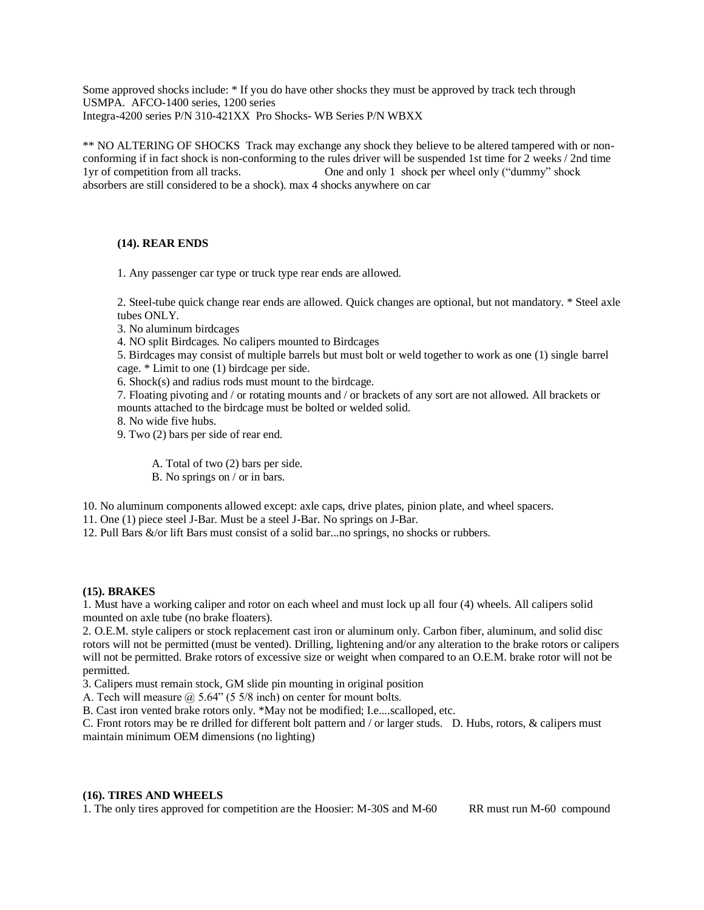Some approved shocks include: * If you do have other shocks they must be approved by track tech through USMPA. AFCO-1400 series, 1200 series
Integra-4200 series P/N 310-421XX Pro Shocks- WB Series P/N WBXX

** NO ALTERING OF SHOCKS Track may exchange any shock they believe to be altered tampered with or non-conforming if in fact shock is non-conforming to the rules driver will be suspended 1st time for 2 weeks / 2nd time 1yr of competition from all tracks. One and only 1 shock per wheel only ("dummy" shock absorbers are still considered to be a shock). max 4 shocks anywhere on car

### (14). REAR ENDS

1. Any passenger car type or truck type rear ends are allowed.

2. Steel-tube quick change rear ends are allowed. Quick changes are optional, but not mandatory. * Steel axle tubes ONLY.
3. No aluminum birdcages
4. NO split Birdcages. No calipers mounted to Birdcages
5. Birdcages may consist of multiple barrels but must bolt or weld together to work as one (1) single barrel cage. * Limit to one (1) birdcage per side.
6. Shock(s) and radius rods must mount to the birdcage.
7. Floating pivoting and / or rotating mounts and / or brackets of any sort are not allowed. All brackets or mounts attached to the birdcage must be bolted or welded solid.
8. No wide five hubs.
9. Two (2) bars per side of rear end.

   A. Total of two (2) bars per side.
   B. No springs on / or in bars.

10. No aluminum components allowed except: axle caps, drive plates, pinion plate, and wheel spacers.
11. One (1) piece steel J-Bar. Must be a steel J-Bar. No springs on J-Bar.
12. Pull Bars &/or lift Bars must consist of a solid bar...no springs, no shocks or rubbers.

### (15). BRAKES

1. Must have a working caliper and rotor on each wheel and must lock up all four (4) wheels. All calipers solid mounted on axle tube (no brake floaters).
2. O.E.M. style calipers or stock replacement cast iron or aluminum only. Carbon fiber, aluminum, and solid disc rotors will not be permitted (must be vented). Drilling, lightening and/or any alteration to the brake rotors or calipers will not be permitted. Brake rotors of excessive size or weight when compared to an O.E.M. brake rotor will not be permitted.
3. Calipers must remain stock, GM slide pin mounting in original position

A. Tech will measure @ 5.64" (5 5/8 inch) on center for mount bolts.
B. Cast iron vented brake rotors only. *May not be modified; I.e....scalloped, etc.
C. Front rotors may be re drilled for different bolt pattern and / or larger studs. D. Hubs, rotors, & calipers must maintain minimum OEM dimensions (no lighting)

### (16). TIRES AND WHEELS

1. The only tires approved for competition are the Hoosier: M-30S and M-60 RR must run M-60 compound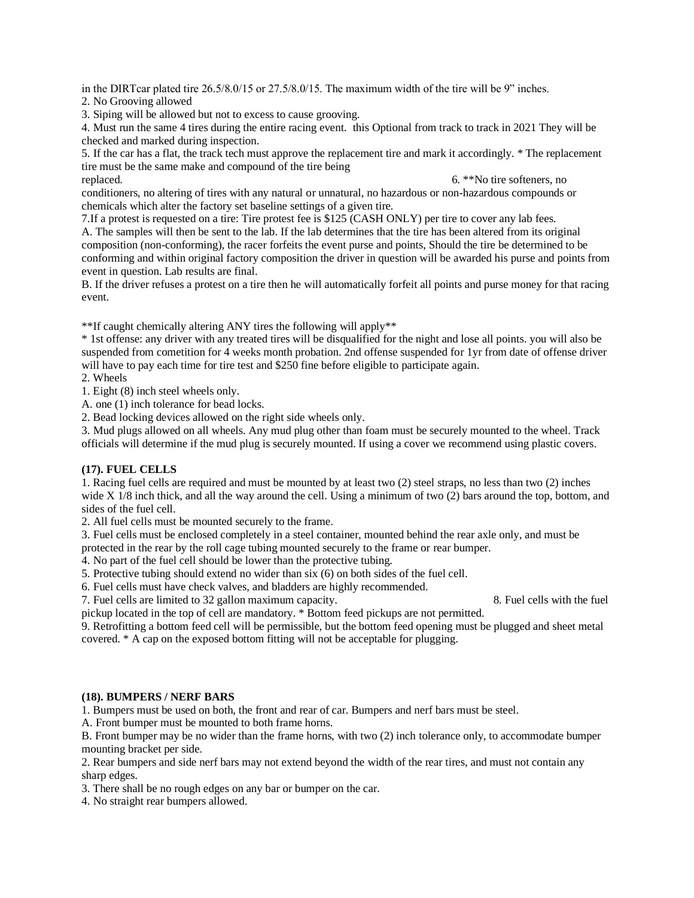in the DIRTcar plated tire 26.5/8.0/15 or 27.5/8.0/15. The maximum width of the tire will be 9" inches.

2. No Grooving allowed

3. Siping will be allowed but not to excess to cause grooving.

4. Must run the same 4 tires during the entire racing event.  this Optional from track to track in 2021 They will be checked and marked during inspection.

5. If the car has a flat, the track tech must approve the replacement tire and mark it accordingly. * The replacement tire must be the same make and compound of the tire being replaced.

6. **No tire softeners, no conditioners, no altering of tires with any natural or unnatural, no hazardous or non-hazardous compounds or chemicals which alter the factory set baseline settings of a given tire.

7.If a protest is requested on a tire: Tire protest fee is $125 (CASH ONLY) per tire to cover any lab fees.

A. The samples will then be sent to the lab. If the lab determines that the tire has been altered from its original composition (non-conforming), the racer forfeits the event purse and points, Should the tire be determined to be conforming and within original factory composition the driver in question will be awarded his purse and points from event in question. Lab results are final.

B. If the driver refuses a protest on a tire then he will automatically forfeit all points and purse money for that racing event.

**If caught chemically altering ANY tires the following will apply**

* 1st offense: any driver with any treated tires will be disqualified for the night and lose all points. you will also be suspended from cometition for 4 weeks month probation. 2nd offense suspended for 1yr from date of offense driver will have to pay each time for tire test and $250 fine before eligible to participate again.

2. Wheels

1. Eight (8) inch steel wheels only.

A. one (1) inch tolerance for bead locks.

2. Bead locking devices allowed on the right side wheels only.

3. Mud plugs allowed on all wheels. Any mud plug other than foam must be securely mounted to the wheel. Track officials will determine if the mud plug is securely mounted. If using a cover we recommend using plastic covers.

**(17). FUEL CELLS**

1. Racing fuel cells are required and must be mounted by at least two (2) steel straps, no less than two (2) inches wide X 1/8 inch thick, and all the way around the cell. Using a minimum of two (2) bars around the top, bottom, and sides of the fuel cell.

2. All fuel cells must be mounted securely to the frame.

3. Fuel cells must be enclosed completely in a steel container, mounted behind the rear axle only, and must be protected in the rear by the roll cage tubing mounted securely to the frame or rear bumper.

4. No part of the fuel cell should be lower than the protective tubing.

5. Protective tubing should extend no wider than six (6) on both sides of the fuel cell.

6. Fuel cells must have check valves, and bladders are highly recommended.

7. Fuel cells are limited to 32 gallon maximum capacity.

8. Fuel cells with the fuel pickup located in the top of cell are mandatory. * Bottom feed pickups are not permitted.

9. Retrofitting a bottom feed cell will be permissible, but the bottom feed opening must be plugged and sheet metal covered. * A cap on the exposed bottom fitting will not be acceptable for plugging.

**(18). BUMPERS / NERF BARS**

1. Bumpers must be used on both, the front and rear of car. Bumpers and nerf bars must be steel.

A. Front bumper must be mounted to both frame horns.

B. Front bumper may be no wider than the frame horns, with two (2) inch tolerance only, to accommodate bumper mounting bracket per side.

2. Rear bumpers and side nerf bars may not extend beyond the width of the rear tires, and must not contain any sharp edges.

3. There shall be no rough edges on any bar or bumper on the car.

4. No straight rear bumpers allowed.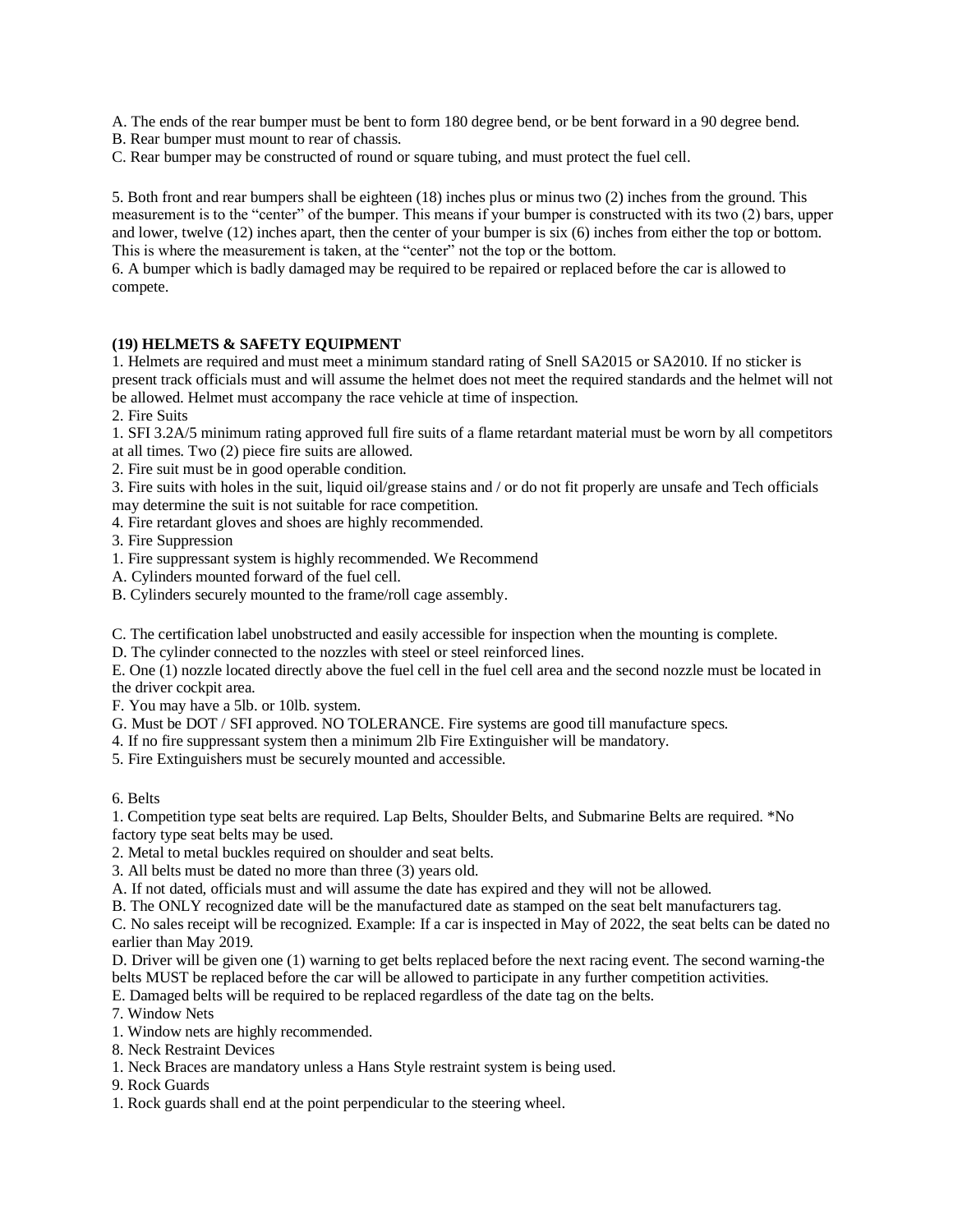A. The ends of the rear bumper must be bent to form 180 degree bend, or be bent forward in a 90 degree bend.
B. Rear bumper must mount to rear of chassis.
C. Rear bumper may be constructed of round or square tubing, and must protect the fuel cell.

5. Both front and rear bumpers shall be eighteen (18) inches plus or minus two (2) inches from the ground. This measurement is to the "center" of the bumper. This means if your bumper is constructed with its two (2) bars, upper and lower, twelve (12) inches apart, then the center of your bumper is six (6) inches from either the top or bottom. This is where the measurement is taken, at the "center" not the top or the bottom.
6. A bumper which is badly damaged may be required to be repaired or replaced before the car is allowed to compete.

**(19) HELMETS & SAFETY EQUIPMENT**

1. Helmets are required and must meet a minimum standard rating of Snell SA2015 or SA2010. If no sticker is present track officials must and will assume the helmet does not meet the required standards and the helmet will not be allowed. Helmet must accompany the race vehicle at time of inspection.
2. Fire Suits
1. SFI 3.2A/5 minimum rating approved full fire suits of a flame retardant material must be worn by all competitors at all times. Two (2) piece fire suits are allowed.
2. Fire suit must be in good operable condition.
3. Fire suits with holes in the suit, liquid oil/grease stains and / or do not fit properly are unsafe and Tech officials may determine the suit is not suitable for race competition.
4. Fire retardant gloves and shoes are highly recommended.
3. Fire Suppression
1. Fire suppressant system is highly recommended. We Recommend
A. Cylinders mounted forward of the fuel cell.
B. Cylinders securely mounted to the frame/roll cage assembly.

C. The certification label unobstructed and easily accessible for inspection when the mounting is complete.
D. The cylinder connected to the nozzles with steel or steel reinforced lines.
E. One (1) nozzle located directly above the fuel cell in the fuel cell area and the second nozzle must be located in the driver cockpit area.
F. You may have a 5lb. or 10lb. system.
G. Must be DOT / SFI approved. NO TOLERANCE. Fire systems are good till manufacture specs.
4. If no fire suppressant system then a minimum 2lb Fire Extinguisher will be mandatory.
5. Fire Extinguishers must be securely mounted and accessible.

6. Belts
1. Competition type seat belts are required. Lap Belts, Shoulder Belts, and Submarine Belts are required. *No factory type seat belts may be used.
2. Metal to metal buckles required on shoulder and seat belts.
3. All belts must be dated no more than three (3) years old.
A. If not dated, officials must and will assume the date has expired and they will not be allowed.
B. The ONLY recognized date will be the manufactured date as stamped on the seat belt manufacturers tag.
C. No sales receipt will be recognized. Example: If a car is inspected in May of 2022, the seat belts can be dated no earlier than May 2019.
D. Driver will be given one (1) warning to get belts replaced before the next racing event. The second warning-the belts MUST be replaced before the car will be allowed to participate in any further competition activities.
E. Damaged belts will be required to be replaced regardless of the date tag on the belts.
7. Window Nets
1. Window nets are highly recommended.
8. Neck Restraint Devices
1. Neck Braces are mandatory unless a Hans Style restraint system is being used.
9. Rock Guards
1. Rock guards shall end at the point perpendicular to the steering wheel.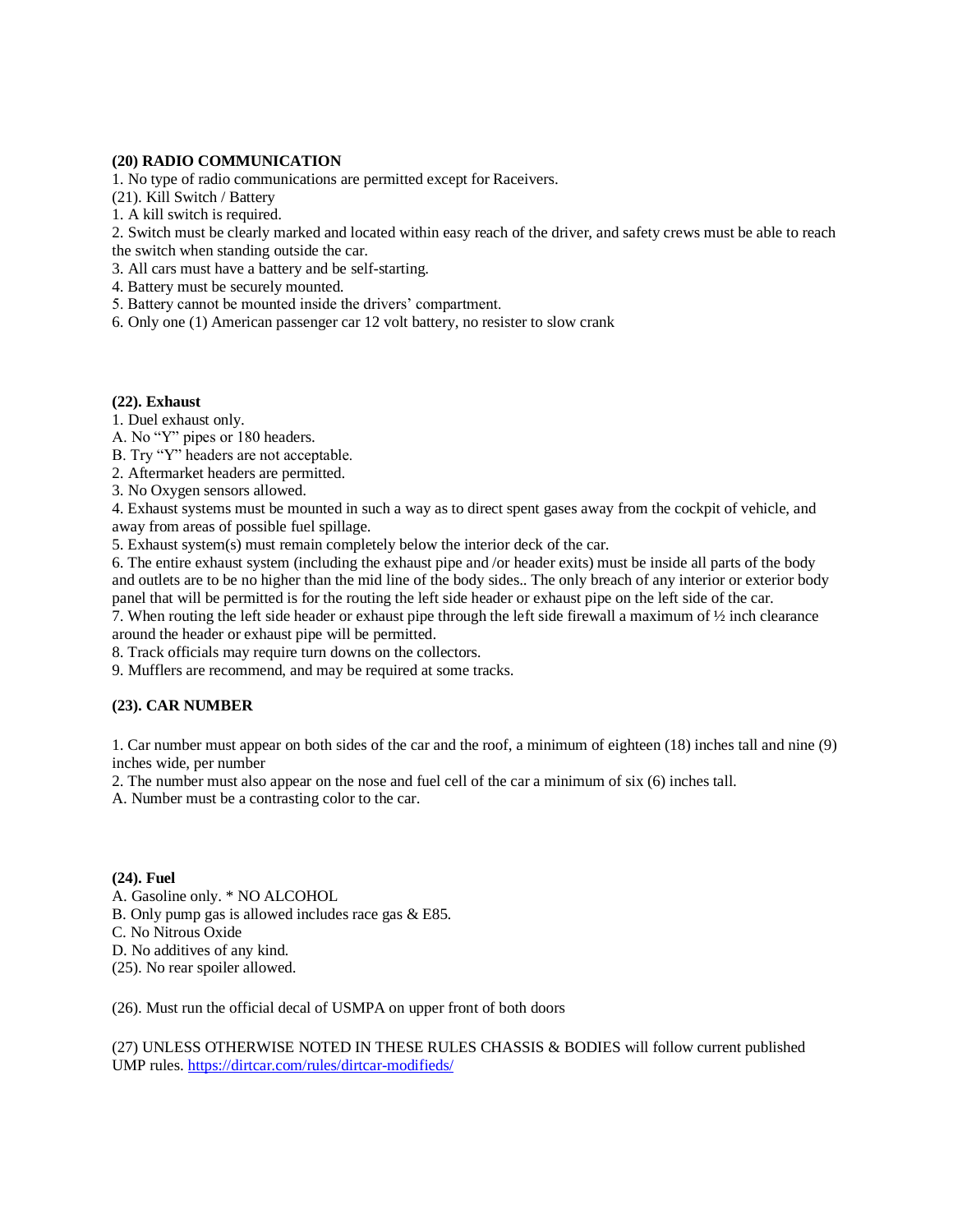**(20) RADIO COMMUNICATION**

1. No type of radio communications are permitted except for Raceivers.

(21). Kill Switch / Battery

1. A kill switch is required.
2. Switch must be clearly marked and located within easy reach of the driver, and safety crews must be able to reach the switch when standing outside the car.
3. All cars must have a battery and be self-starting.
4. Battery must be securely mounted.
5. Battery cannot be mounted inside the drivers' compartment.
6. Only one (1) American passenger car 12 volt battery, no resister to slow crank

**(22). Exhaust**

1. Duel exhaust only.

A. No "Y" pipes or 180 headers.

B. Try "Y" headers are not acceptable.

2. Aftermarket headers are permitted.
3. No Oxygen sensors allowed.
4. Exhaust systems must be mounted in such a way as to direct spent gases away from the cockpit of vehicle, and away from areas of possible fuel spillage.
5. Exhaust system(s) must remain completely below the interior deck of the car.
6. The entire exhaust system (including the exhaust pipe and /or header exits) must be inside all parts of the body and outlets are to be no higher than the mid line of the body sides.. The only breach of any interior or exterior body panel that will be permitted is for the routing the left side header or exhaust pipe on the left side of the car.
7. When routing the left side header or exhaust pipe through the left side firewall a maximum of ½ inch clearance around the header or exhaust pipe will be permitted.
8. Track officials may require turn downs on the collectors.
9. Mufflers are recommend, and may be required at some tracks.

**(23). CAR NUMBER**

1. Car number must appear on both sides of the car and the roof, a minimum of eighteen (18) inches tall and nine (9) inches wide, per number
2. The number must also appear on the nose and fuel cell of the car a minimum of six (6) inches tall.

A. Number must be a contrasting color to the car.

**(24). Fuel**

A. Gasoline only. * NO ALCOHOL

B. Only pump gas is allowed includes race gas & E85.

C. No Nitrous Oxide

D. No additives of any kind.

(25). No rear spoiler allowed.

(26). Must run the official decal of USMPA on upper front of both doors

(27) UNLESS OTHERWISE NOTED IN THESE RULES CHASSIS & BODIES will follow current published UMP rules. https://dirtcar.com/rules/dirtcar-modifieds/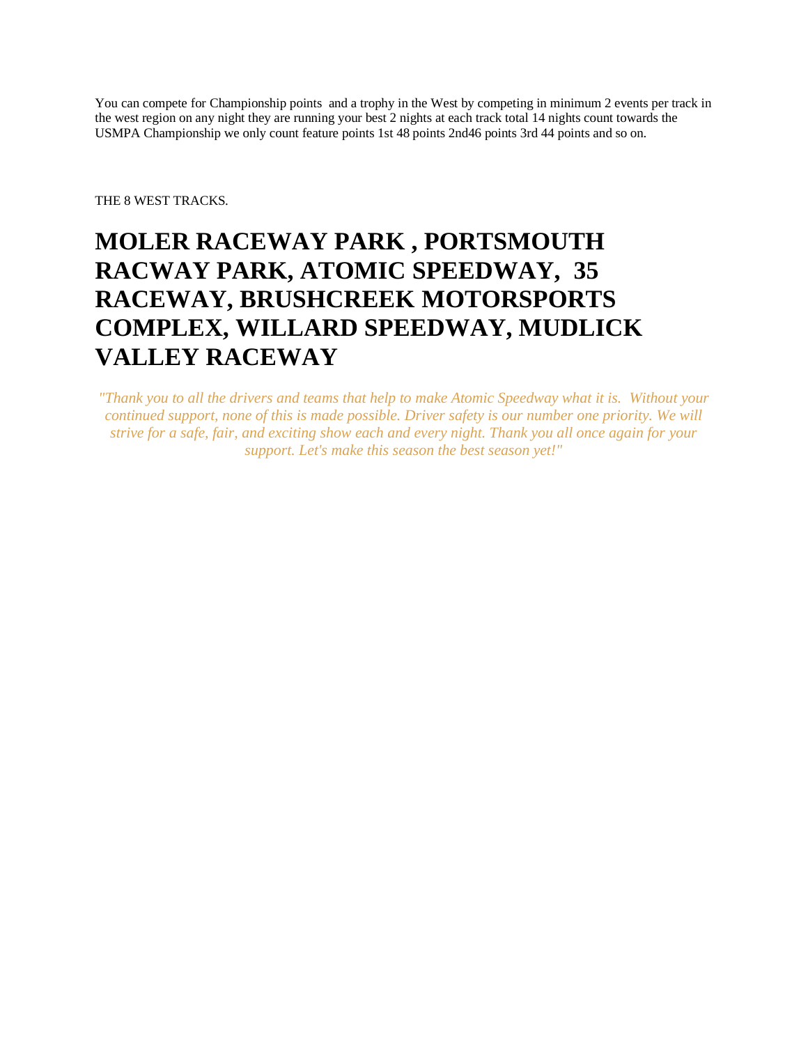You can compete for Championship points  and a trophy in the West by competing in minimum 2 events per track in the west region on any night they are running your best 2 nights at each track total 14 nights count towards the USMPA Championship we only count feature points 1st 48 points 2nd46 points 3rd 44 points and so on.

THE 8 WEST TRACKS.

# MOLER RACEWAY PARK , PORTSMOUTH RACWAY PARK, ATOMIC SPEEDWAY,  35 RACEWAY, BRUSHCREEK MOTORSPORTS COMPLEX, WILLARD SPEEDWAY, MUDLICK VALLEY RACEWAY

*"Thank you to all the drivers and teams that help to make Atomic Speedway what it is.  Without your continued support, none of this is made possible. Driver safety is our number one priority. We will strive for a safe, fair, and exciting show each and every night. Thank you all once again for your support. Let's make this season the best season yet!"*